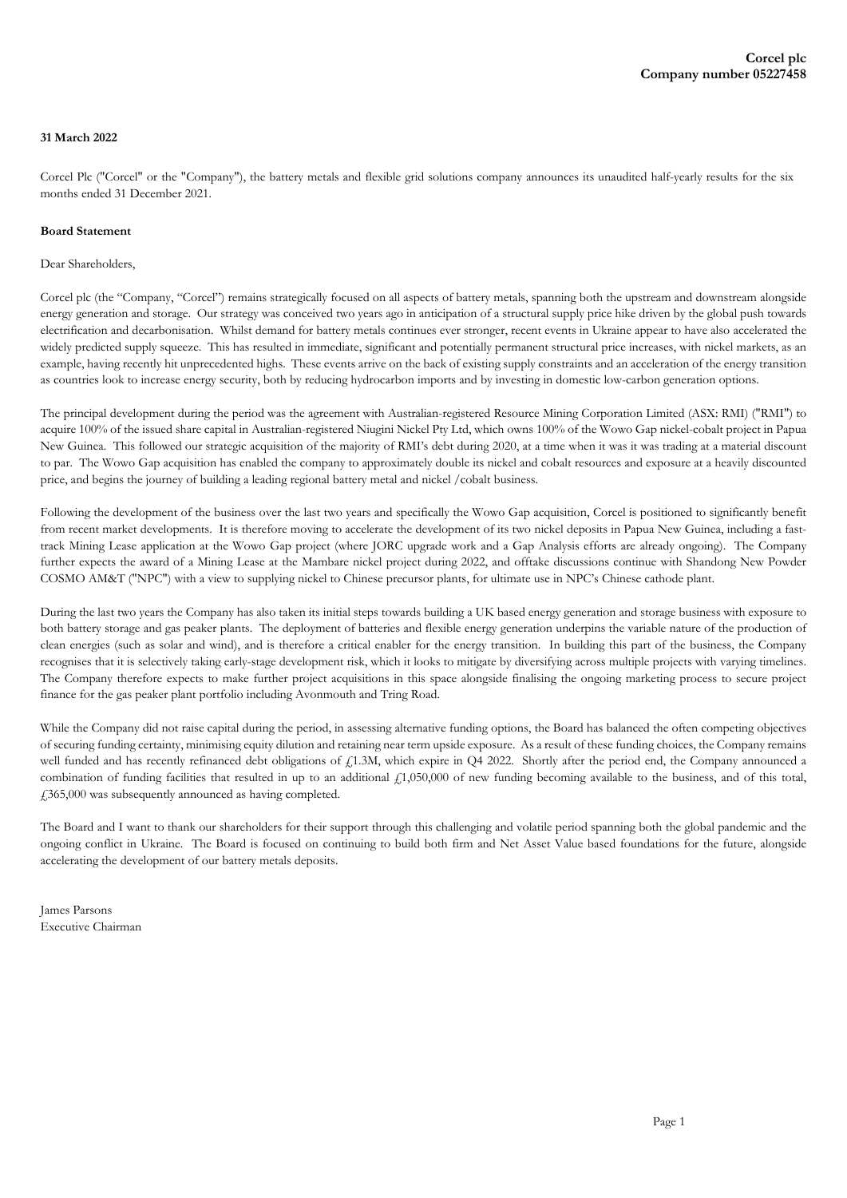**Corcel plc**
**Company number 05227458**

**31 March 2022**

Corcel Plc ("Corcel" or the "Company"), the battery metals and flexible grid solutions company announces its unaudited half-yearly results for the six months ended 31 December 2021.

**Board Statement**

Dear Shareholders,

Corcel plc (the "Company, "Corcel") remains strategically focused on all aspects of battery metals, spanning both the upstream and downstream alongside energy generation and storage. Our strategy was conceived two years ago in anticipation of a structural supply price hike driven by the global push towards electrification and decarbonisation. Whilst demand for battery metals continues ever stronger, recent events in Ukraine appear to have also accelerated the widely predicted supply squeeze. This has resulted in immediate, significant and potentially permanent structural price increases, with nickel markets, as an example, having recently hit unprecedented highs. These events arrive on the back of existing supply constraints and an acceleration of the energy transition as countries look to increase energy security, both by reducing hydrocarbon imports and by investing in domestic low-carbon generation options.

The principal development during the period was the agreement with Australian-registered Resource Mining Corporation Limited (ASX: RMI) ("RMI") to acquire 100% of the issued share capital in Australian-registered Niugini Nickel Pty Ltd, which owns 100% of the Wowo Gap nickel-cobalt project in Papua New Guinea. This followed our strategic acquisition of the majority of RMI's debt during 2020, at a time when it was it was trading at a material discount to par. The Wowo Gap acquisition has enabled the company to approximately double its nickel and cobalt resources and exposure at a heavily discounted price, and begins the journey of building a leading regional battery metal and nickel /cobalt business.

Following the development of the business over the last two years and specifically the Wowo Gap acquisition, Corcel is positioned to significantly benefit from recent market developments. It is therefore moving to accelerate the development of its two nickel deposits in Papua New Guinea, including a fast-track Mining Lease application at the Wowo Gap project (where JORC upgrade work and a Gap Analysis efforts are already ongoing). The Company further expects the award of a Mining Lease at the Mambare nickel project during 2022, and offtake discussions continue with Shandong New Powder COSMO AM&T ("NPC") with a view to supplying nickel to Chinese precursor plants, for ultimate use in NPC's Chinese cathode plant.

During the last two years the Company has also taken its initial steps towards building a UK based energy generation and storage business with exposure to both battery storage and gas peaker plants. The deployment of batteries and flexible energy generation underpins the variable nature of the production of clean energies (such as solar and wind), and is therefore a critical enabler for the energy transition. In building this part of the business, the Company recognises that it is selectively taking early-stage development risk, which it looks to mitigate by diversifying across multiple projects with varying timelines. The Company therefore expects to make further project acquisitions in this space alongside finalising the ongoing marketing process to secure project finance for the gas peaker plant portfolio including Avonmouth and Tring Road.

While the Company did not raise capital during the period, in assessing alternative funding options, the Board has balanced the often competing objectives of securing funding certainty, minimising equity dilution and retaining near term upside exposure. As a result of these funding choices, the Company remains well funded and has recently refinanced debt obligations of £1.3M, which expire in Q4 2022. Shortly after the period end, the Company announced a combination of funding facilities that resulted in up to an additional £1,050,000 of new funding becoming available to the business, and of this total, £365,000 was subsequently announced as having completed.

The Board and I want to thank our shareholders for their support through this challenging and volatile period spanning both the global pandemic and the ongoing conflict in Ukraine. The Board is focused on continuing to build both firm and Net Asset Value based foundations for the future, alongside accelerating the development of our battery metals deposits.

James Parsons
Executive Chairman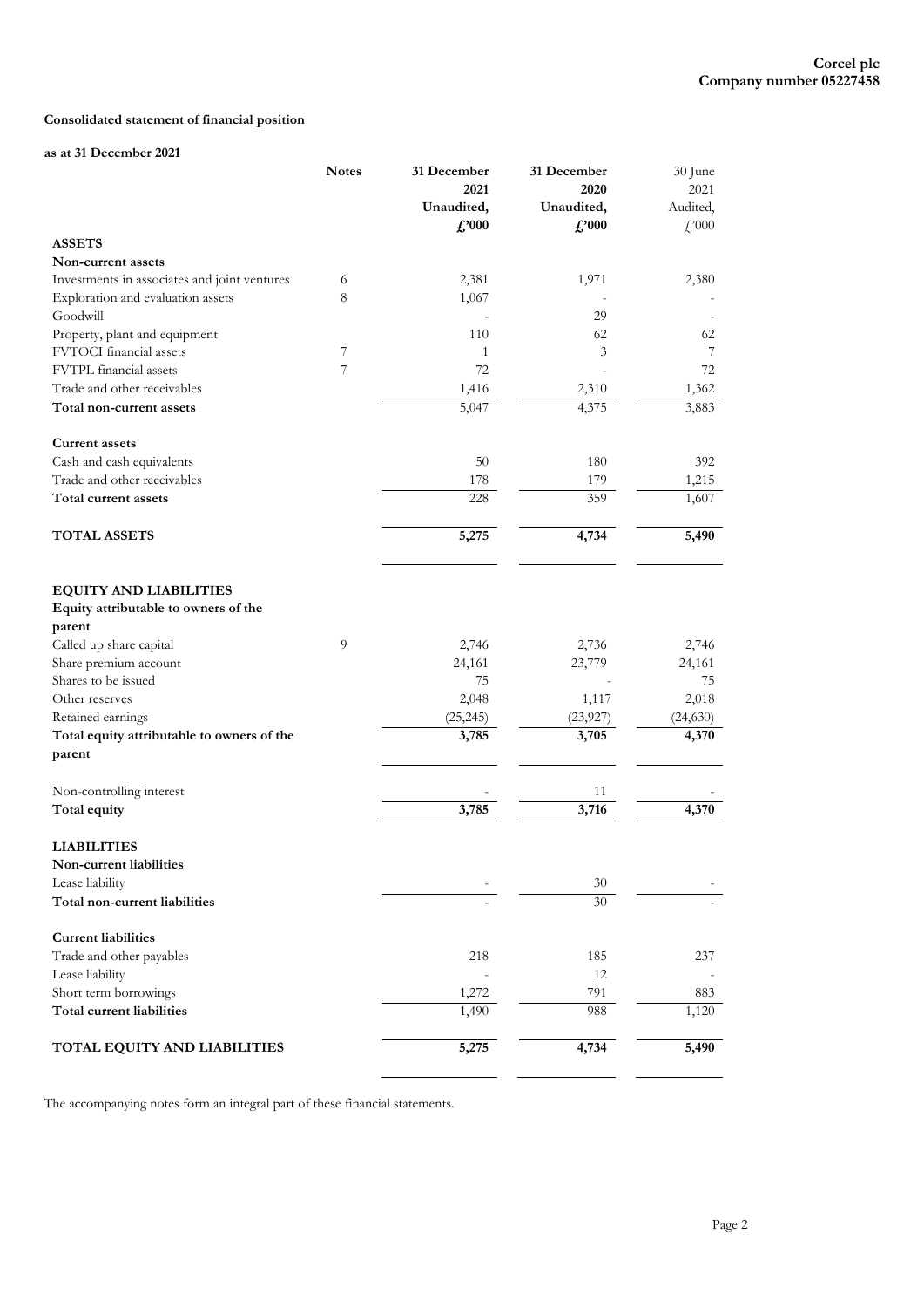Corcel plc
Company number 05227458

**Consolidated statement of financial position**

**as at 31 December 2021**

| | Notes | 31 December 2021 Unaudited, £'000 | 31 December 2020 Unaudited, £'000 | 30 June 2021 Audited, £'000 |
|---|---|---|---|---|
| **ASSETS** | | | | |
| **Non-current assets** | | | | |
| Investments in associates and joint ventures | 6 | 2,381 | 1,971 | 2,380 |
| Exploration and evaluation assets | 8 | 1,067 | - | - |
| Goodwill | | - | 29 | - |
| Property, plant and equipment | | 110 | 62 | 62 |
| FVTOCI financial assets | 7 | 1 | 3 | 7 |
| FVTPL financial assets | 7 | 72 | - | 72 |
| Trade and other receivables | | 1,416 | 2,310 | 1,362 |
| **Total non-current assets** | | 5,047 | 4,375 | 3,883 |
| | | | | |
| **Current assets** | | | | |
| Cash and cash equivalents | | 50 | 180 | 392 |
| Trade and other receivables | | 178 | 179 | 1,215 |
| **Total current assets** | | 228 | 359 | 1,607 |
| | | | | |
| **TOTAL ASSETS** | | **5,275** | **4,734** | **5,490** |
| | | | | |
| **EQUITY AND LIABILITIES** | | | | |
| **Equity attributable to owners of the parent** | | | | |
| Called up share capital | 9 | 2,746 | 2,736 | 2,746 |
| Share premium account | | 24,161 | 23,779 | 24,161 |
| Shares to be issued | | 75 | - | 75 |
| Other reserves | | 2,048 | 1,117 | 2,018 |
| Retained earnings | | (25,245) | (23,927) | (24,630) |
| **Total equity attributable to owners of the parent** | | **3,785** | **3,705** | **4,370** |
| | | | | |
| Non-controlling interest | | - | 11 | - |
| **Total equity** | | **3,785** | **3,716** | **4,370** |
| | | | | |
| **LIABILITIES** | | | | |
| **Non-current liabilities** | | | | |
| Lease liability | | - | 30 | - |
| **Total non-current liabilities** | | - | 30 | - |
| | | | | |
| **Current liabilities** | | | | |
| Trade and other payables | | 218 | 185 | 237 |
| Lease liability | | - | 12 | - |
| Short term borrowings | | 1,272 | 791 | 883 |
| **Total current liabilities** | | 1,490 | 988 | 1,120 |
| | | | | |
| **TOTAL EQUITY AND LIABILITIES** | | **5,275** | **4,734** | **5,490** |

The accompanying notes form an integral part of these financial statements.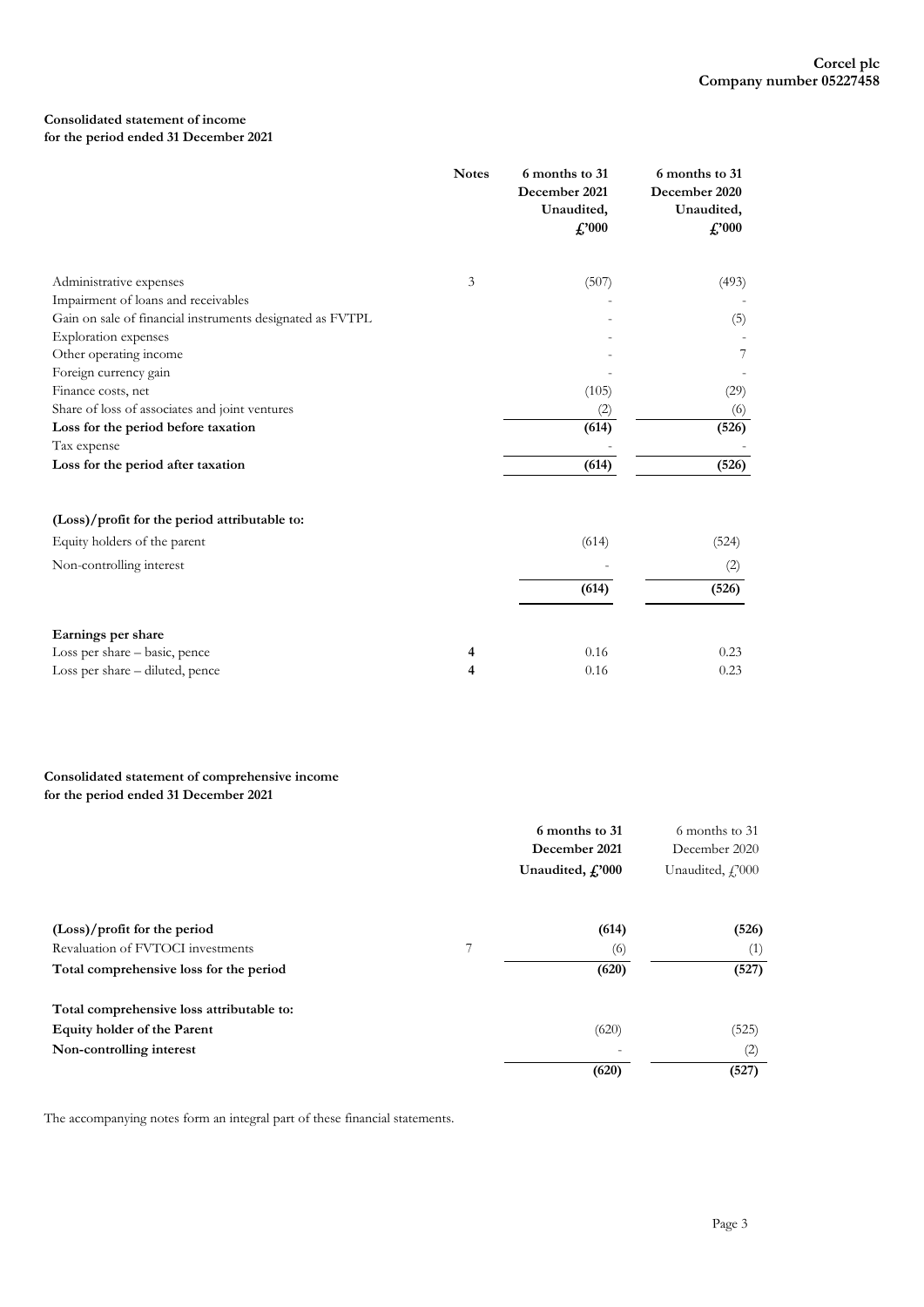**Corcel plc**
**Company number 05227458**

**Consolidated statement of income**
**for the period ended 31 December 2021**

| | Notes | 6 months to 31 December 2021 Unaudited, £'000 | 6 months to 31 December 2020 Unaudited, £'000 |
|---|---|---|---|
| Administrative expenses | 3 | (507) | (493) |
| Impairment of loans and receivables | | - | - |
| Gain on sale of financial instruments designated as FVTPL | | - | (5) |
| Exploration expenses | | - | - |
| Other operating income | | - | 7 |
| Foreign currency gain | | - | - |
| Finance costs, net | | (105) | (29) |
| Share of loss of associates and joint ventures | | (2) | (6) |
| **Loss for the period before taxation** | | **(614)** | **(526)** |
| Tax expense | | - | - |
| **Loss for the period after taxation** | | **(614)** | **(526)** |
| | | | |
| **(Loss)/profit for the period attributable to:** | | | |
| Equity holders of the parent | | (614) | (524) |
| Non-controlling interest | | - | (2) |
| | | **(614)** | **(526)** |
| | | | |
| **Earnings per share** | | | |
| Loss per share – basic, pence | **4** | 0.16 | 0.23 |
| Loss per share – diluted, pence | **4** | 0.16 | 0.23 |

**Consolidated statement of comprehensive income**
**for the period ended 31 December 2021**

| | | **6 months to 31 December 2021 Unaudited, £'000** | 6 months to 31 December 2020 Unaudited, £'000 |
|---|---|---|---|
| **(Loss)/profit for the period** | | **(614)** | **(526)** |
| Revaluation of FVTOCI investments | 7 | (6) | (1) |
| **Total comprehensive loss for the period** | | **(620)** | **(527)** |
| | | | |
| **Total comprehensive loss attributable to:** | | | |
| **Equity holder of the Parent** | | (620) | (525) |
| **Non-controlling interest** | | - | (2) |
| | | **(620)** | **(527)** |

The accompanying notes form an integral part of these financial statements.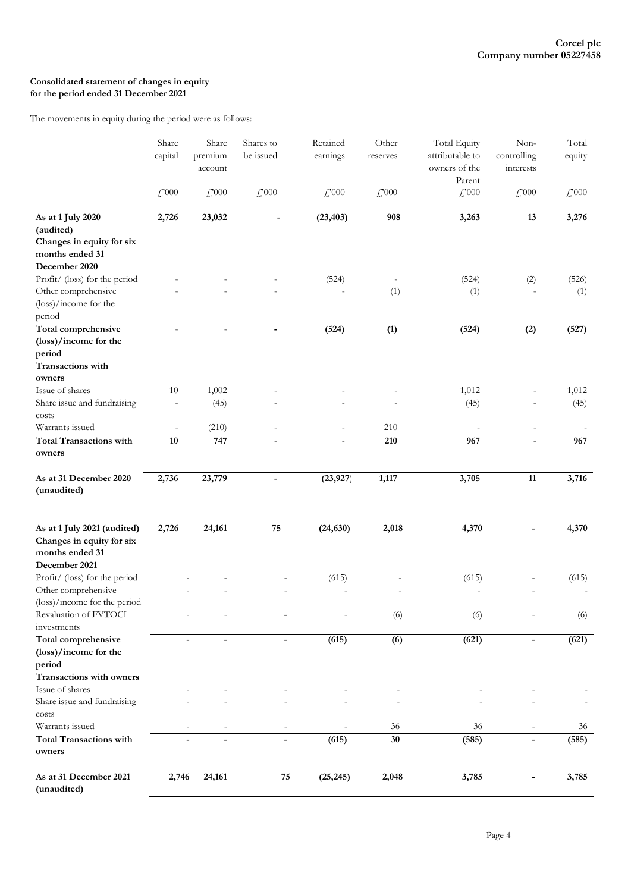**Consolidated statement of changes in equity**
**for the period ended 31 December 2021**

The movements in equity during the period were as follows:

| | Share capital | Share premium account | Shares to be issued | Retained earnings | Other reserves | Total Equity attributable to owners of the Parent | Non-controlling interests | Total equity |
|---|---|---|---|---|---|---|---|---|
| | £'000 | £'000 | £'000 | £'000 | £'000 | £'000 | £'000 | £'000 |
| **As at 1 July 2020 (audited)** | **2,726** | **23,032** | **-** | **(23,403)** | **908** | **3,263** | **13** | **3,276** |
| **Changes in equity for six months ended 31 December 2020** | | | | | | | | |
| Profit/ (loss) for the period | - | - | - | (524) | - | (524) | (2) | (526) |
| Other comprehensive (loss)/income for the period | - | - | - | - | (1) | (1) | - | (1) |
| **Total comprehensive (loss)/income for the period** | - | - | **-** | **(524)** | **(1)** | **(524)** | **(2)** | **(527)** |
| **Transactions with owners** | | | | | | | | |
| Issue of shares | 10 | 1,002 | - | - | - | 1,012 | - | 1,012 |
| Share issue and fundraising costs | - | (45) | - | - | - | (45) | - | (45) |
| Warrants issued | - | (210) | - | - | 210 | - | - | - |
| **Total Transactions with owners** | **10** | **747** | - | - | **210** | **967** | - | **967** |
| **As at 31 December 2020 (unaudited)** | **2,736** | **23,779** | **-** | **(23,927)** | **1,117** | **3,705** | **11** | **3,716** |
| | | | | | | | | |
| **As at 1 July 2021 (audited)** | **2,726** | **24,161** | **75** | **(24,630)** | **2,018** | **4,370** | **-** | **4,370** |
| **Changes in equity for six months ended 31 December 2021** | | | | | | | | |
| Profit/ (loss) for the period | - | - | - | (615) | - | (615) | - | (615) |
| Other comprehensive (loss)/income for the period | - | - | - | - | - | - | - | - |
| Revaluation of FVTOCI investments | - | - | **-** | - | (6) | (6) | - | (6) |
| **Total comprehensive (loss)/income for the period** | **-** | **-** | **-** | **(615)** | **(6)** | **(621)** | **-** | **(621)** |
| **Transactions with owners** | | | | | | | | |
| Issue of shares | - | - | - | - | - | - | - | - |
| Share issue and fundraising costs | - | - | - | - | - | - | - | - |
| Warrants issued | - | - | - | - | 36 | 36 | - | 36 |
| **Total Transactions with owners** | **-** | **-** | **-** | **(615)** | **30** | **(585)** | **-** | **(585)** |
| **As at 31 December 2021 (unaudited)** | **2,746** | **24,161** | **75** | **(25,245)** | **2,048** | **3,785** | **-** | **3,785** |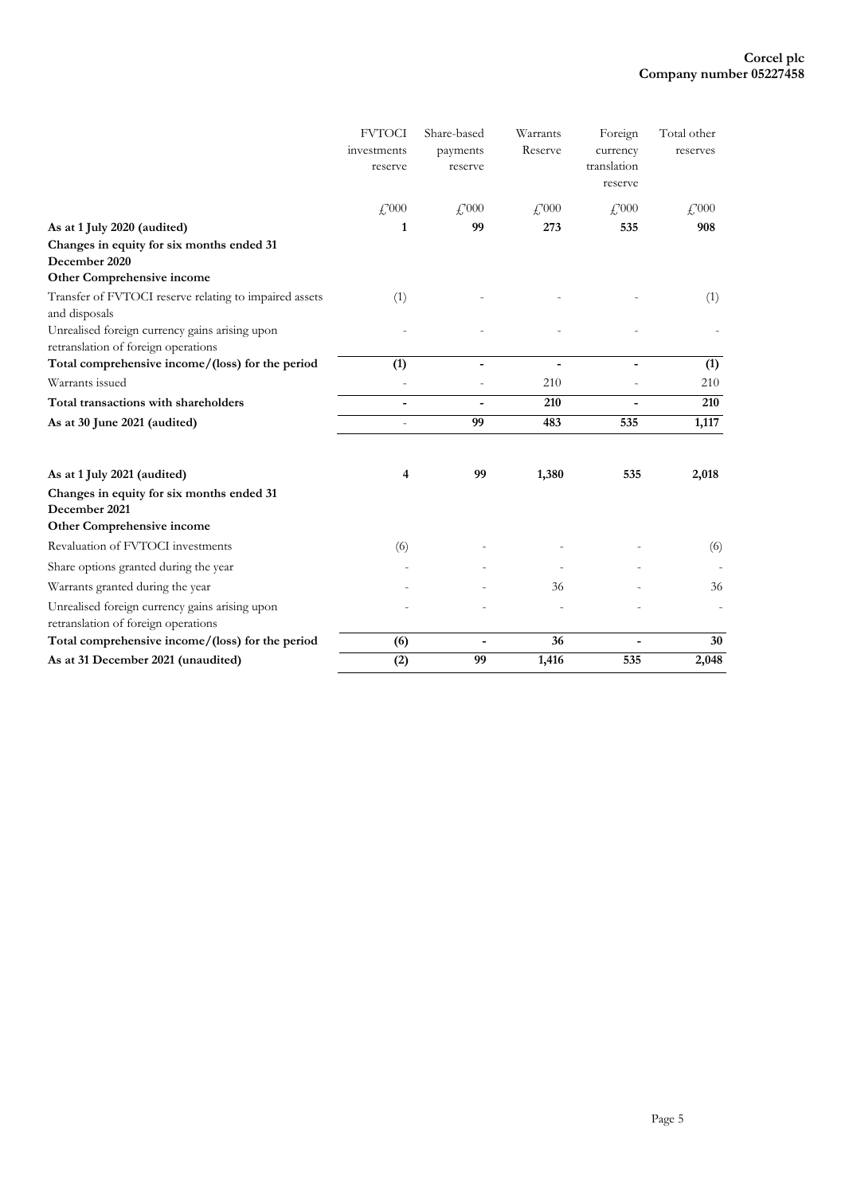**Corcel plc**
**Company number 05227458**

| | FVTOCI investments reserve | Share-based payments reserve | Warrants Reserve | Foreign currency translation reserve | Total other reserves |
|---|---|---|---|---|---|
| | £'000 | £'000 | £'000 | £'000 | £'000 |
| **As at 1 July 2020 (audited)** | **1** | **99** | **273** | **535** | **908** |
| **Changes in equity for six months ended 31 December 2020** | | | | | |
| **Other Comprehensive income** | | | | | |
| Transfer of FVTOCI reserve relating to impaired assets and disposals | (1) | - | - | - | (1) |
| Unrealised foreign currency gains arising upon retranslation of foreign operations | - | - | - | - | - |
| **Total comprehensive income/(loss) for the period** | **(1)** | **-** | **-** | **-** | **(1)** |
| Warrants issued | - | - | 210 | - | 210 |
| **Total transactions with shareholders** | **-** | **-** | **210** | **-** | **210** |
| **As at 30 June 2021 (audited)** | - | **99** | **483** | **535** | **1,117** |
| | | | | | |
| **As at 1 July 2021 (audited)** | **4** | **99** | **1,380** | **535** | **2,018** |
| **Changes in equity for six months ended 31 December 2021** | | | | | |
| **Other Comprehensive income** | | | | | |
| Revaluation of FVTOCI investments | (6) | - | - | - | (6) |
| Share options granted during the year | - | - | - | - | - |
| Warrants granted during the year | - | - | 36 | - | 36 |
| Unrealised foreign currency gains arising upon retranslation of foreign operations | - | - | - | - | - |
| **Total comprehensive income/(loss) for the period** | **(6)** | **-** | **36** | **-** | **30** |
| **As at 31 December 2021 (unaudited)** | **(2)** | **99** | **1,416** | **535** | **2,048** |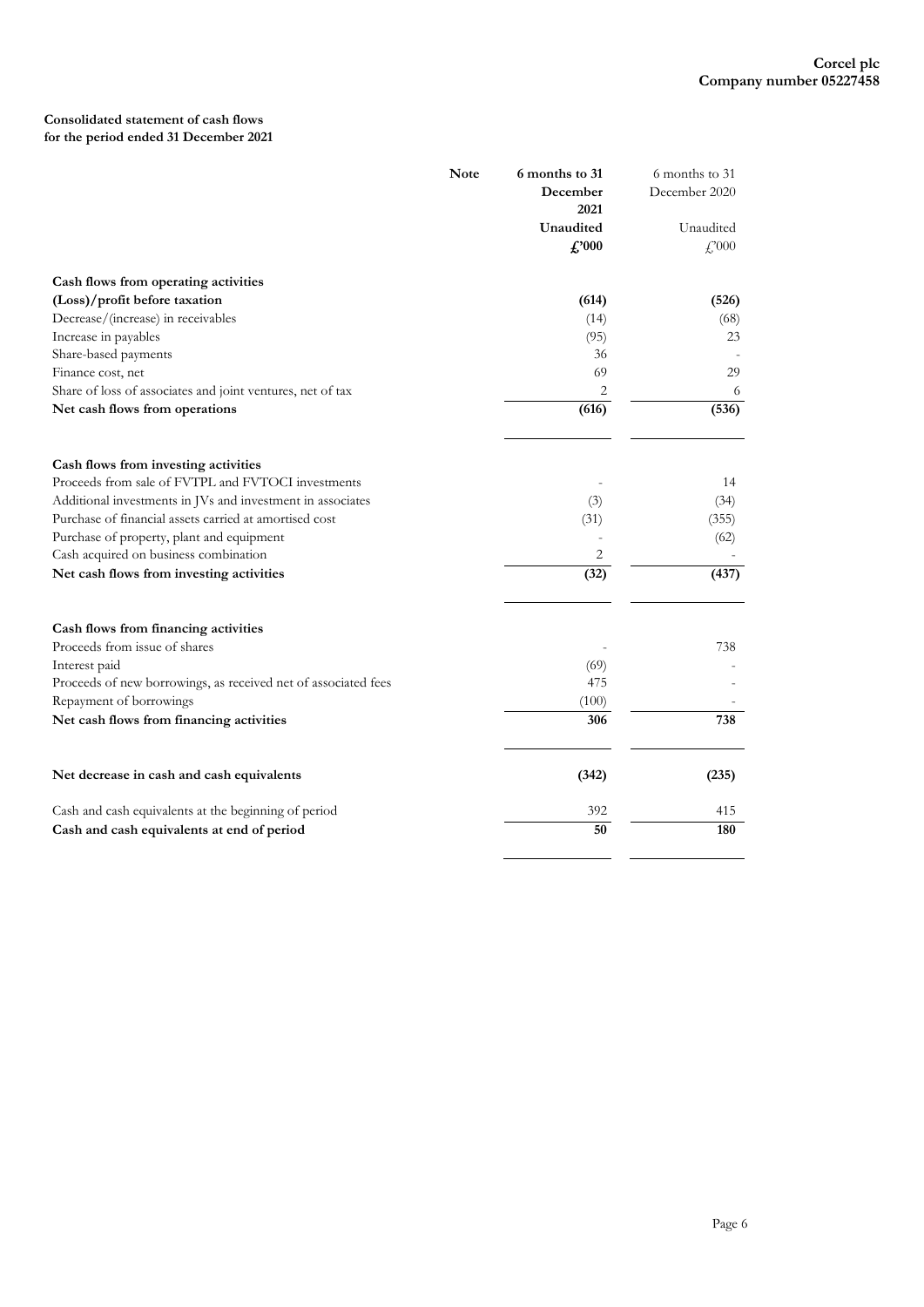**Corcel plc**
**Company number 05227458**

**Consolidated statement of cash flows**
**for the period ended 31 December 2021**

| | Note | 6 months to 31 December 2021 | 6 months to 31 December 2020 |
|---|---|---|---|
| | | Unaudited | Unaudited |
| | | £'000 | £'000 |
| **Cash flows from operating activities** | | | |
| **(Loss)/profit before taxation** | | **(614)** | **(526)** |
| Decrease/(increase) in receivables | | (14) | (68) |
| Increase in payables | | (95) | 23 |
| Share-based payments | | 36 | - |
| Finance cost, net | | 69 | 29 |
| Share of loss of associates and joint ventures, net of tax | | 2 | 6 |
| **Net cash flows from operations** | | **(616)** | **(536)** |
| **Cash flows from investing activities** | | | |
| Proceeds from sale of FVTPL and FVTOCI investments | | - | 14 |
| Additional investments in JVs and investment in associates | | (3) | (34) |
| Purchase of financial assets carried at amortised cost | | (31) | (355) |
| Purchase of property, plant and equipment | | - | (62) |
| Cash acquired on business combination | | 2 | - |
| **Net cash flows from investing activities** | | **(32)** | **(437)** |
| **Cash flows from financing activities** | | | |
| Proceeds from issue of shares | | - | 738 |
| Interest paid | | (69) | - |
| Proceeds of new borrowings, as received net of associated fees | | 475 | - |
| Repayment of borrowings | | (100) | - |
| **Net cash flows from financing activities** | | **306** | **738** |
| **Net decrease in cash and cash equivalents** | | **(342)** | **(235)** |
| Cash and cash equivalents at the beginning of period | | 392 | 415 |
| **Cash and cash equivalents at end of period** | | **50** | **180** |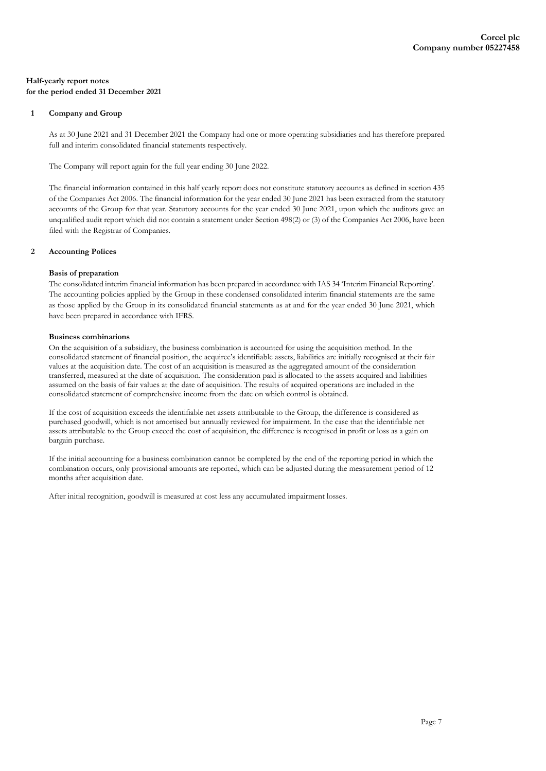**Corcel plc**
**Company number 05227458**

**Half-yearly report notes**
**for the period ended 31 December 2021**

## 1 Company and Group

As at 30 June 2021 and 31 December 2021 the Company had one or more operating subsidiaries and has therefore prepared full and interim consolidated financial statements respectively.

The Company will report again for the full year ending 30 June 2022.

The financial information contained in this half yearly report does not constitute statutory accounts as defined in section 435 of the Companies Act 2006. The financial information for the year ended 30 June 2021 has been extracted from the statutory accounts of the Group for that year. Statutory accounts for the year ended 30 June 2021, upon which the auditors gave an unqualified audit report which did not contain a statement under Section 498(2) or (3) of the Companies Act 2006, have been filed with the Registrar of Companies.

## 2 Accounting Polices

**Basis of preparation**

The consolidated interim financial information has been prepared in accordance with IAS 34 'Interim Financial Reporting'. The accounting policies applied by the Group in these condensed consolidated interim financial statements are the same as those applied by the Group in its consolidated financial statements as at and for the year ended 30 June 2021, which have been prepared in accordance with IFRS.

**Business combinations**

On the acquisition of a subsidiary, the business combination is accounted for using the acquisition method. In the consolidated statement of financial position, the acquiree's identifiable assets, liabilities are initially recognised at their fair values at the acquisition date. The cost of an acquisition is measured as the aggregated amount of the consideration transferred, measured at the date of acquisition. The consideration paid is allocated to the assets acquired and liabilities assumed on the basis of fair values at the date of acquisition. The results of acquired operations are included in the consolidated statement of comprehensive income from the date on which control is obtained.

If the cost of acquisition exceeds the identifiable net assets attributable to the Group, the difference is considered as purchased goodwill, which is not amortised but annually reviewed for impairment. In the case that the identifiable net assets attributable to the Group exceed the cost of acquisition, the difference is recognised in profit or loss as a gain on bargain purchase.

If the initial accounting for a business combination cannot be completed by the end of the reporting period in which the combination occurs, only provisional amounts are reported, which can be adjusted during the measurement period of 12 months after acquisition date.

After initial recognition, goodwill is measured at cost less any accumulated impairment losses.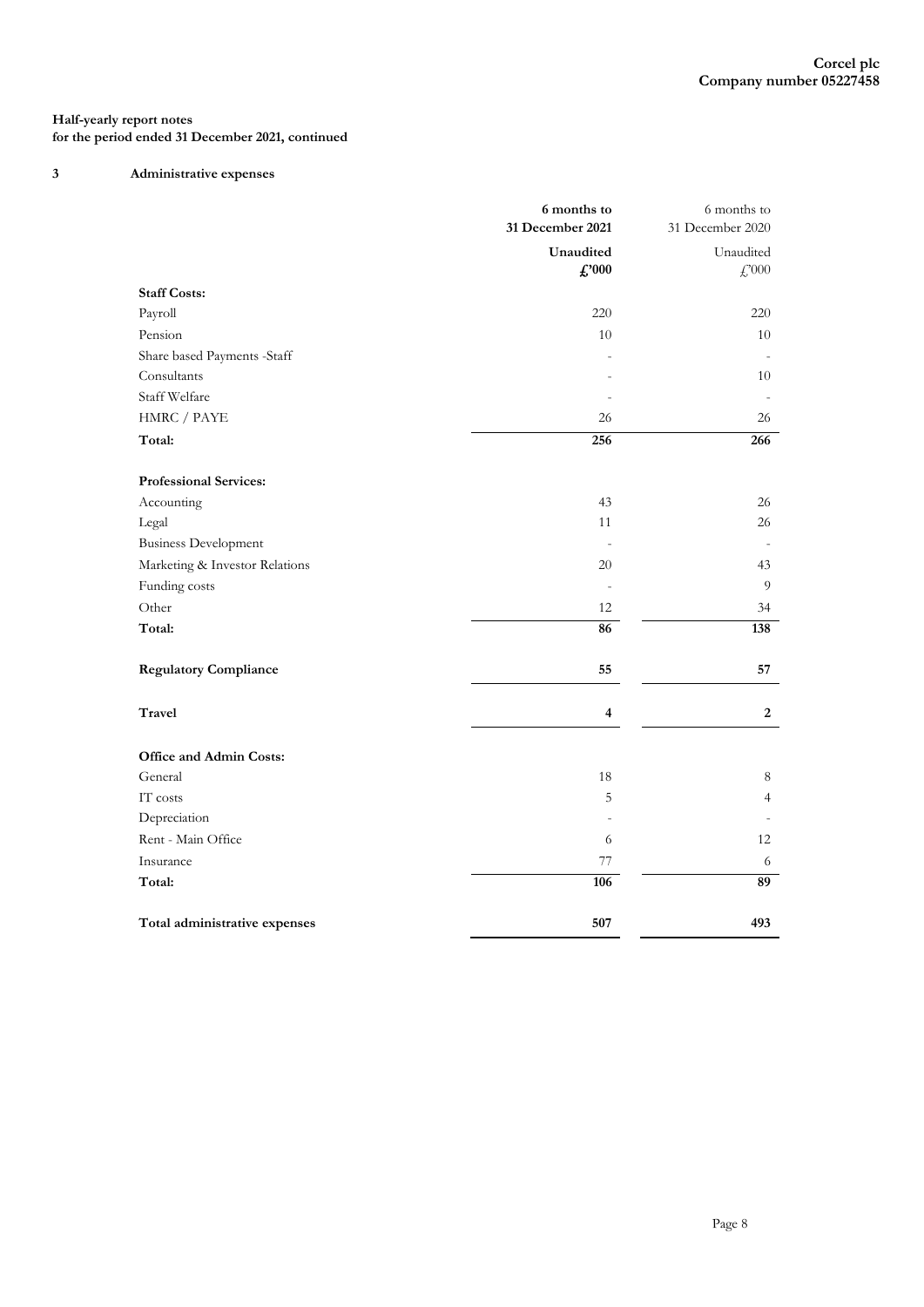Half-yearly report notes
for the period ended 31 December 2021, continued

## 3 Administrative expenses

| | 6 months to 31 December 2021 Unaudited £'000 | 6 months to 31 December 2020 Unaudited £'000 |
|---|---|---|
| **Staff Costs:** | | |
| Payroll | 220 | 220 |
| Pension | 10 | 10 |
| Share based Payments -Staff | - | - |
| Consultants | - | 10 |
| Staff Welfare | - | - |
| HMRC / PAYE | 26 | 26 |
| **Total:** | **256** | **266** |
| **Professional Services:** | | |
| Accounting | 43 | 26 |
| Legal | 11 | 26 |
| Business Development | - | - |
| Marketing & Investor Relations | 20 | 43 |
| Funding costs | - | 9 |
| Other | 12 | 34 |
| **Total:** | **86** | **138** |
| **Regulatory Compliance** | **55** | **57** |
| **Travel** | **4** | **2** |
| **Office and Admin Costs:** | | |
| General | 18 | 8 |
| IT costs | 5 | 4 |
| Depreciation | - | - |
| Rent - Main Office | 6 | 12 |
| Insurance | 77 | 6 |
| **Total:** | **106** | **89** |
| **Total administrative expenses** | **507** | **493** |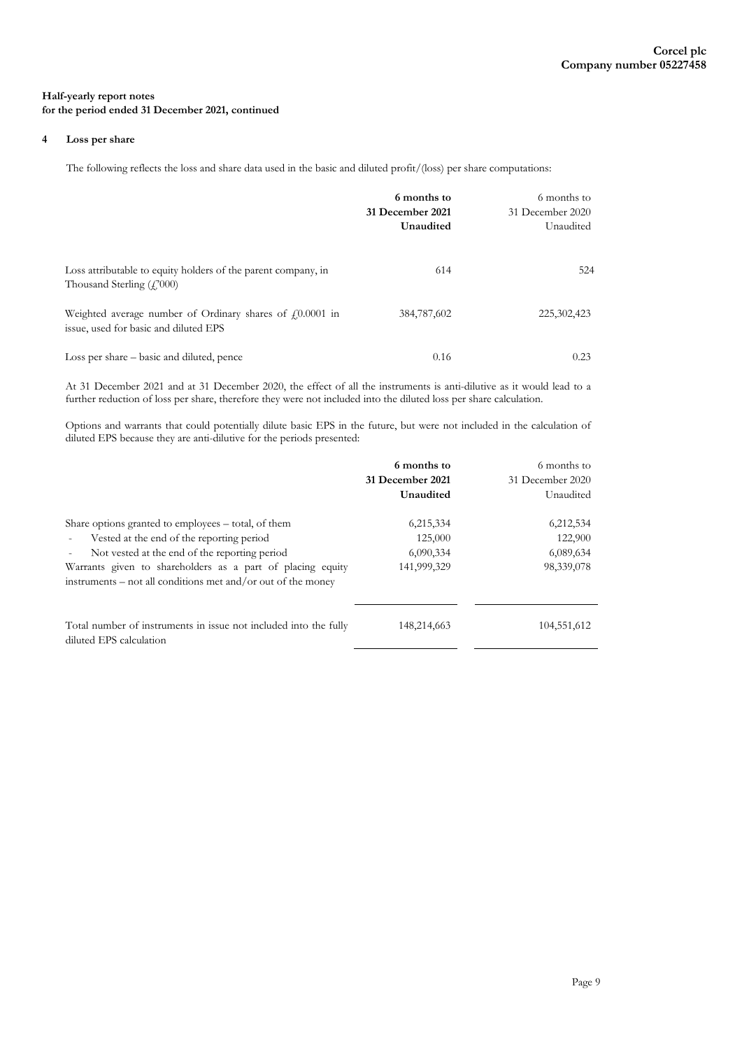**Half-yearly report notes**
**for the period ended 31 December 2021, continued**

## 4 Loss per share

The following reflects the loss and share data used in the basic and diluted profit/(loss) per share computations:

| | **6 months to 31 December 2021 Unaudited** | 6 months to 31 December 2020 Unaudited |
|---|---|---|
| Loss attributable to equity holders of the parent company, in Thousand Sterling (£'000) | 614 | 524 |
| Weighted average number of Ordinary shares of £0.0001 in issue, used for basic and diluted EPS | 384,787,602 | 225,302,423 |
| Loss per share – basic and diluted, pence | 0.16 | 0.23 |

At 31 December 2021 and at 31 December 2020, the effect of all the instruments is anti-dilutive as it would lead to a further reduction of loss per share, therefore they were not included into the diluted loss per share calculation.

Options and warrants that could potentially dilute basic EPS in the future, but were not included in the calculation of diluted EPS because they are anti-dilutive for the periods presented:

| | **6 months to 31 December 2021 Unaudited** | 6 months to 31 December 2020 Unaudited |
|---|---|---|
| Share options granted to employees – total, of them | 6,215,334 | 6,212,534 |
| - Vested at the end of the reporting period | 125,000 | 122,900 |
| - Not vested at the end of the reporting period | 6,090,334 | 6,089,634 |
| Warrants given to shareholders as a part of placing equity instruments – not all conditions met and/or out of the money | 141,999,329 | 98,339,078 |
| Total number of instruments in issue not included into the fully diluted EPS calculation | 148,214,663 | 104,551,612 |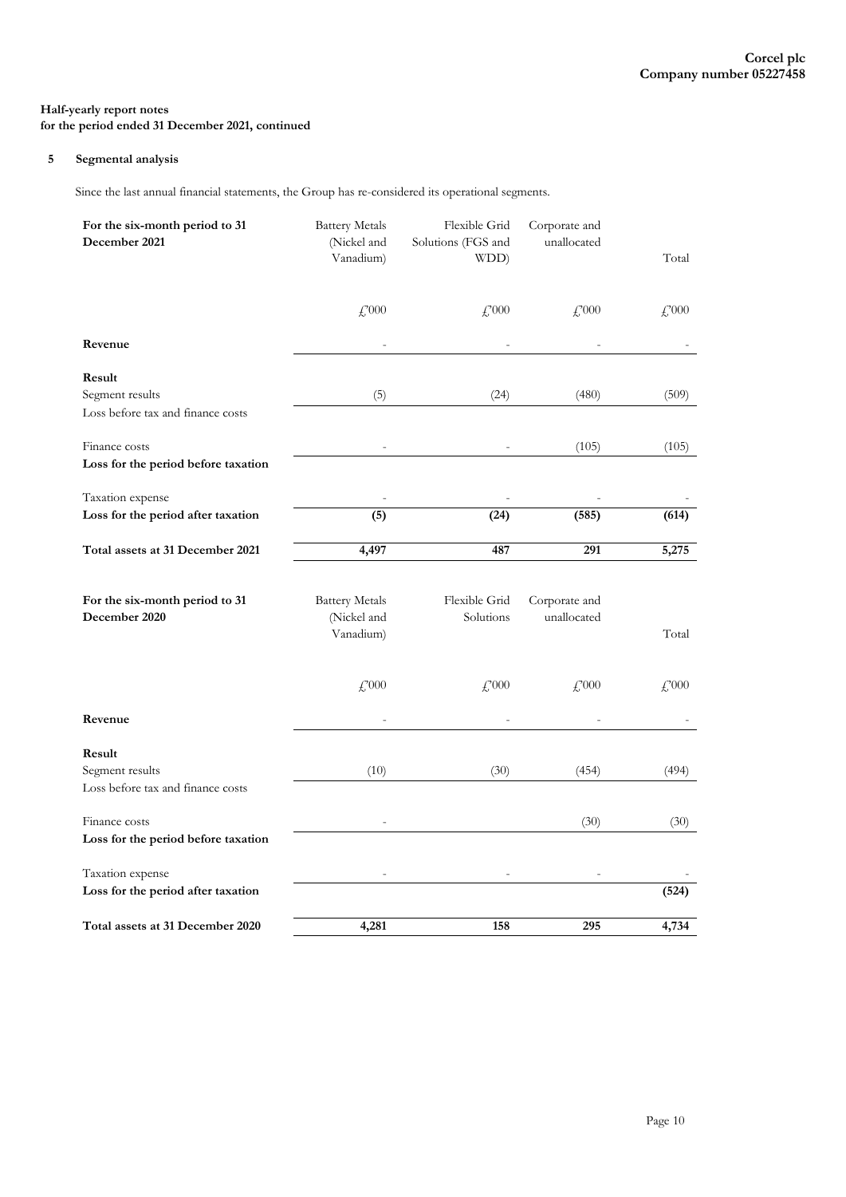**Corcel plc**
**Company number 05227458**

**Half-yearly report notes**
**for the period ended 31 December 2021, continued**

## 5 Segmental analysis

Since the last annual financial statements, the Group has re-considered its operational segments.

| **For the six-month period to 31 December 2021** | Battery Metals (Nickel and Vanadium) | Flexible Grid Solutions (FGS and WDD) | Corporate and unallocated | Total |
|---|---|---|---|---|
| | £'000 | £'000 | £'000 | £'000 |
| **Revenue** | - | - | - | - |
| **Result** | | | | |
| Segment results | (5) | (24) | (480) | (509) |
| Loss before tax and finance costs | | | | |
| Finance costs | - | - | (105) | (105) |
| **Loss for the period before taxation** | | | | |
| Taxation expense | - | - | - | - |
| **Loss for the period after taxation** | **(5)** | **(24)** | **(585)** | **(614)** |
| **Total assets at 31 December 2021** | **4,497** | **487** | **291** | **5,275** |

| **For the six-month period to 31 December 2020** | Battery Metals (Nickel and Vanadium) | Flexible Grid Solutions | Corporate and unallocated | Total |
|---|---|---|---|---|
| | £'000 | £'000 | £'000 | £'000 |
| **Revenue** | - | - | - | - |
| **Result** | | | | |
| Segment results | (10) | (30) | (454) | (494) |
| Loss before tax and finance costs | | | | |
| Finance costs | - | | (30) | (30) |
| **Loss for the period before taxation** | | | | |
| Taxation expense | - | - | - | - |
| **Loss for the period after taxation** | | | | **(524)** |
| **Total assets at 31 December 2020** | **4,281** | **158** | **295** | **4,734** |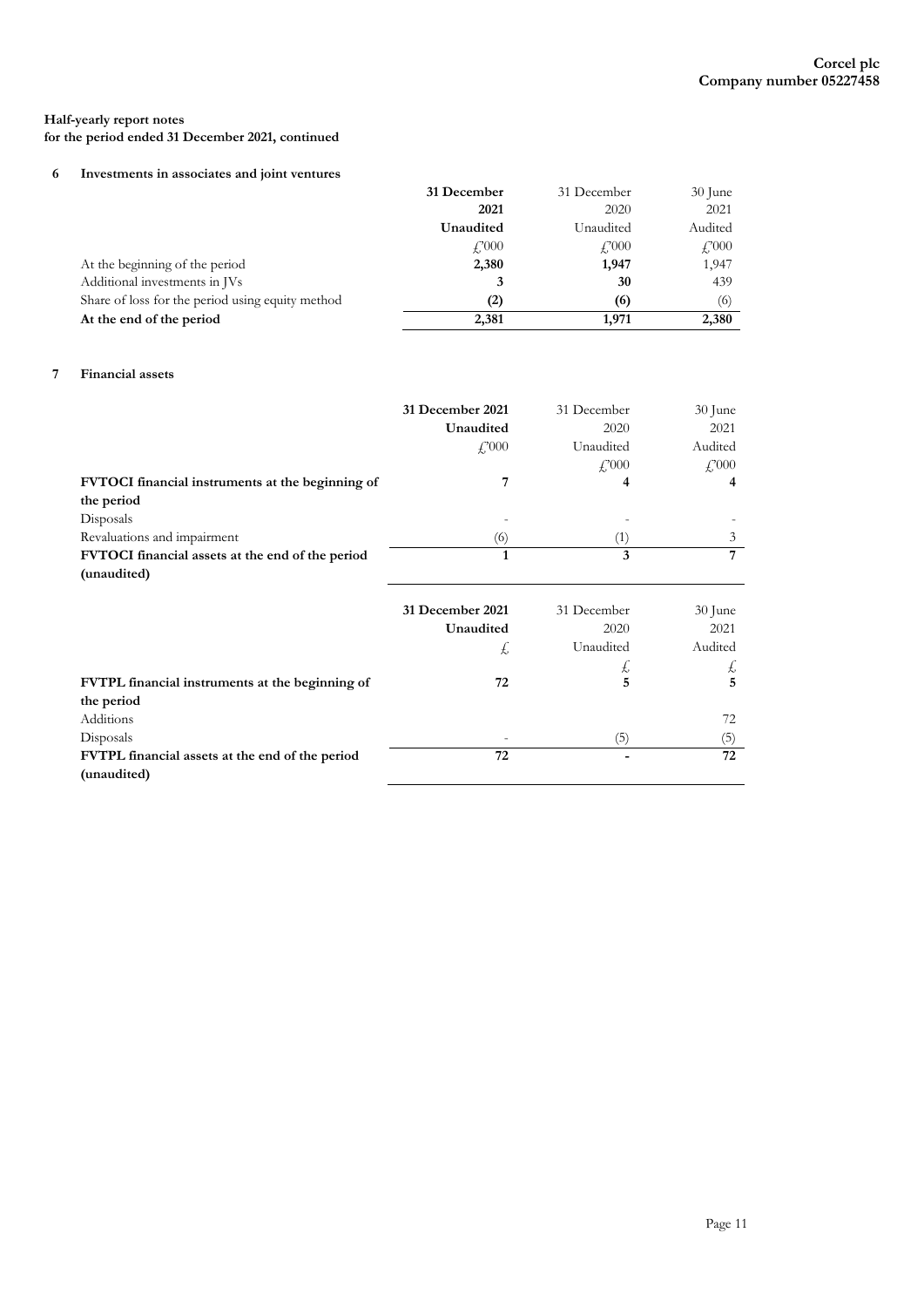**Half-yearly report notes**
**for the period ended 31 December 2021, continued**

## 6 Investments in associates and joint ventures

| | **31 December 2021 Unaudited £'000** | 31 December 2020 Unaudited £'000 | 30 June 2021 Audited £'000 |
|---|---|---|---|
| At the beginning of the period | **2,380** | **1,947** | 1,947 |
| Additional investments in JVs | **3** | **30** | 439 |
| Share of loss for the period using equity method | **(2)** | **(6)** | (6) |
| **At the end of the period** | **2,381** | **1,971** | **2,380** |

## 7 Financial assets

| | **31 December 2021 Unaudited £'000** | 31 December 2020 Unaudited £'000 | 30 June 2021 Audited £'000 |
|---|---|---|---|
| **FVTOCI financial instruments at the beginning of the period** | **7** | **4** | **4** |
| Disposals | - | - | - |
| Revaluations and impairment | (6) | (1) | 3 |
| **FVTOCI financial assets at the end of the period (unaudited)** | **1** | **3** | **7** |

| | **31 December 2021 Unaudited £** | 31 December 2020 Unaudited £ | 30 June 2021 Audited £ |
|---|---|---|---|
| **FVTPL financial instruments at the beginning of the period** | **72** | **5** | **5** |
| Additions | | | 72 |
| Disposals | - | (5) | (5) |
| **FVTPL financial assets at the end of the period (unaudited)** | **72** | **-** | **72** |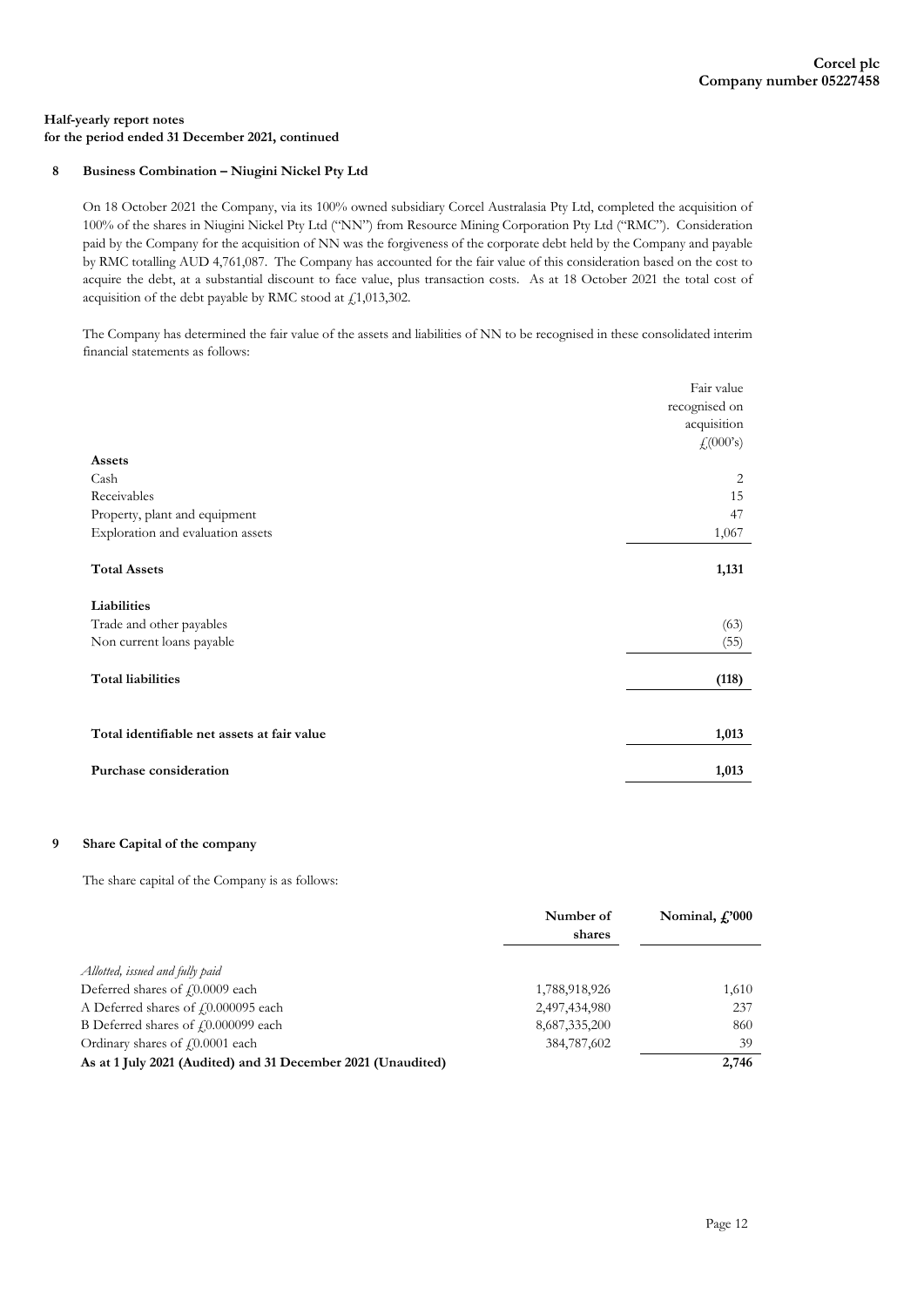**Half-yearly report notes**
**for the period ended 31 December 2021, continued**

## 8 Business Combination – Niugini Nickel Pty Ltd

On 18 October 2021 the Company, via its 100% owned subsidiary Corcel Australasia Pty Ltd, completed the acquisition of 100% of the shares in Niugini Nickel Pty Ltd ("NN") from Resource Mining Corporation Pty Ltd ("RMC"). Consideration paid by the Company for the acquisition of NN was the forgiveness of the corporate debt held by the Company and payable by RMC totalling AUD 4,761,087. The Company has accounted for the fair value of this consideration based on the cost to acquire the debt, at a substantial discount to face value, plus transaction costs. As at 18 October 2021 the total cost of acquisition of the debt payable by RMC stood at £1,013,302.

The Company has determined the fair value of the assets and liabilities of NN to be recognised in these consolidated interim financial statements as follows:

| | Fair value recognised on acquisition £(000's) |
|---|---|
| **Assets** | |
| Cash | 2 |
| Receivables | 15 |
| Property, plant and equipment | 47 |
| Exploration and evaluation assets | 1,067 |
| **Total Assets** | **1,131** |
| **Liabilities** | |
| Trade and other payables | (63) |
| Non current loans payable | (55) |
| **Total liabilities** | **(118)** |
| **Total identifiable net assets at fair value** | **1,013** |
| **Purchase consideration** | **1,013** |

## 9 Share Capital of the company

The share capital of the Company is as follows:

| | **Number of shares** | **Nominal, £'000** |
|---|---|---|
| *Allotted, issued and fully paid* | | |
| Deferred shares of £0.0009 each | 1,788,918,926 | 1,610 |
| A Deferred shares of £0.000095 each | 2,497,434,980 | 237 |
| B Deferred shares of £0.000099 each | 8,687,335,200 | 860 |
| Ordinary shares of £0.0001 each | 384,787,602 | 39 |
| **As at 1 July 2021 (Audited) and 31 December 2021 (Unaudited)** | | **2,746** |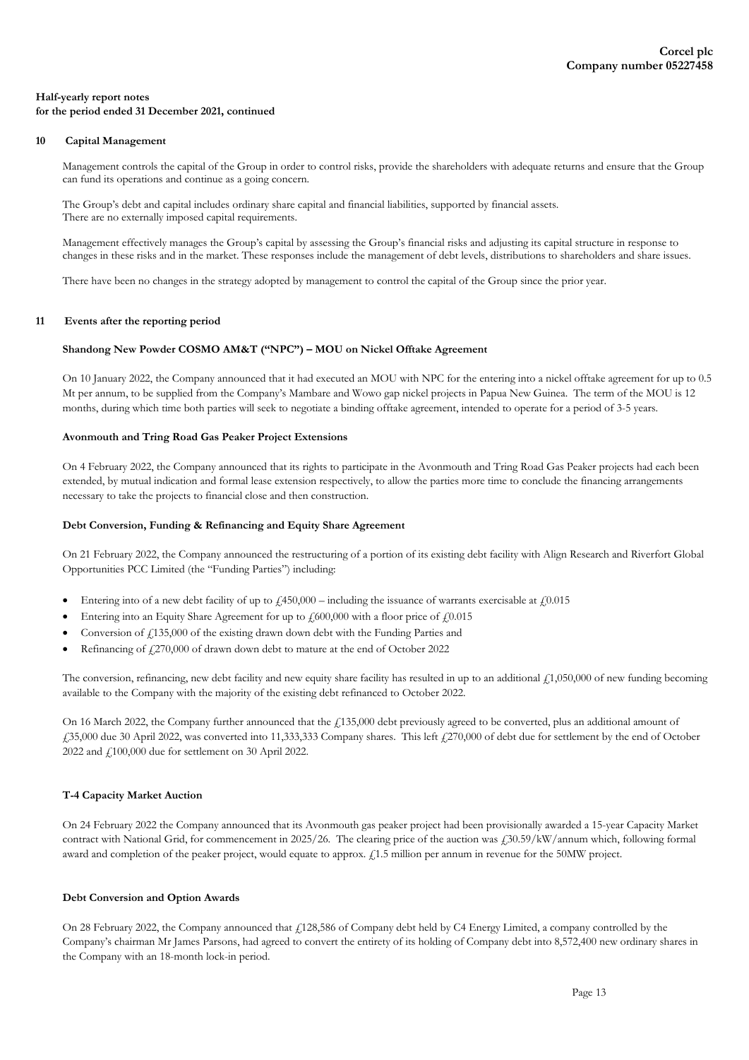**Half-yearly report notes**
**for the period ended 31 December 2021, continued**

## 10 Capital Management

Management controls the capital of the Group in order to control risks, provide the shareholders with adequate returns and ensure that the Group can fund its operations and continue as a going concern.

The Group's debt and capital includes ordinary share capital and financial liabilities, supported by financial assets.
There are no externally imposed capital requirements.

Management effectively manages the Group's capital by assessing the Group's financial risks and adjusting its capital structure in response to changes in these risks and in the market. These responses include the management of debt levels, distributions to shareholders and share issues.

There have been no changes in the strategy adopted by management to control the capital of the Group since the prior year.

## 11 Events after the reporting period

### Shandong New Powder COSMO AM&T ("NPC") – MOU on Nickel Offtake Agreement

On 10 January 2022, the Company announced that it had executed an MOU with NPC for the entering into a nickel offtake agreement for up to 0.5 Mt per annum, to be supplied from the Company's Mambare and Wowo gap nickel projects in Papua New Guinea. The term of the MOU is 12 months, during which time both parties will seek to negotiate a binding offtake agreement, intended to operate for a period of 3-5 years.

### Avonmouth and Tring Road Gas Peaker Project Extensions

On 4 February 2022, the Company announced that its rights to participate in the Avonmouth and Tring Road Gas Peaker projects had each been extended, by mutual indication and formal lease extension respectively, to allow the parties more time to conclude the financing arrangements necessary to take the projects to financial close and then construction.

### Debt Conversion, Funding & Refinancing and Equity Share Agreement

On 21 February 2022, the Company announced the restructuring of a portion of its existing debt facility with Align Research and Riverfort Global Opportunities PCC Limited (the "Funding Parties") including:

- Entering into of a new debt facility of up to £450,000 – including the issuance of warrants exercisable at £0.015
- Entering into an Equity Share Agreement for up to £600,000 with a floor price of £0.015
- Conversion of £135,000 of the existing drawn down debt with the Funding Parties and
- Refinancing of £270,000 of drawn down debt to mature at the end of October 2022

The conversion, refinancing, new debt facility and new equity share facility has resulted in up to an additional £1,050,000 of new funding becoming available to the Company with the majority of the existing debt refinanced to October 2022.

On 16 March 2022, the Company further announced that the £135,000 debt previously agreed to be converted, plus an additional amount of £35,000 due 30 April 2022, was converted into 11,333,333 Company shares. This left £270,000 of debt due for settlement by the end of October 2022 and £100,000 due for settlement on 30 April 2022.

### T-4 Capacity Market Auction

On 24 February 2022 the Company announced that its Avonmouth gas peaker project had been provisionally awarded a 15-year Capacity Market contract with National Grid, for commencement in 2025/26. The clearing price of the auction was £30.59/kW/annum which, following formal award and completion of the peaker project, would equate to approx. £1.5 million per annum in revenue for the 50MW project.

### Debt Conversion and Option Awards

On 28 February 2022, the Company announced that £128,586 of Company debt held by C4 Energy Limited, a company controlled by the Company's chairman Mr James Parsons, had agreed to convert the entirety of its holding of Company debt into 8,572,400 new ordinary shares in the Company with an 18-month lock-in period.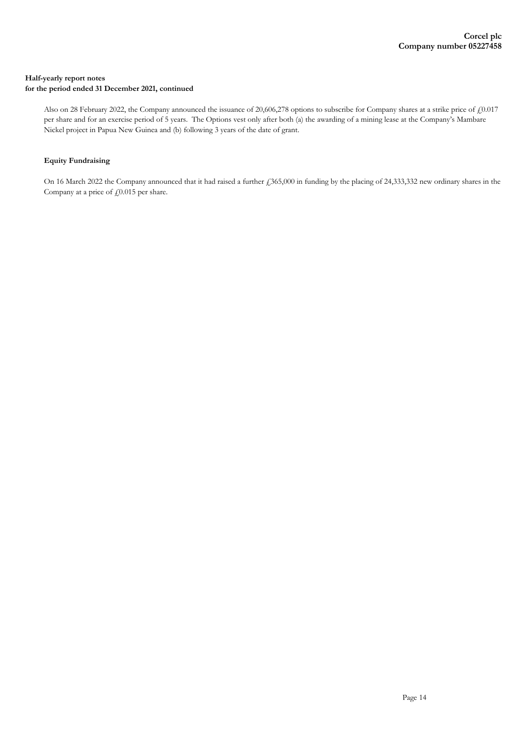**Half-yearly report notes**
**for the period ended 31 December 2021, continued**

Also on 28 February 2022, the Company announced the issuance of 20,606,278 options to subscribe for Company shares at a strike price of £0.017 per share and for an exercise period of 5 years. The Options vest only after both (a) the awarding of a mining lease at the Company's Mambare Nickel project in Papua New Guinea and (b) following 3 years of the date of grant.

**Equity Fundraising**

On 16 March 2022 the Company announced that it had raised a further £365,000 in funding by the placing of 24,333,332 new ordinary shares in the Company at a price of £0.015 per share.